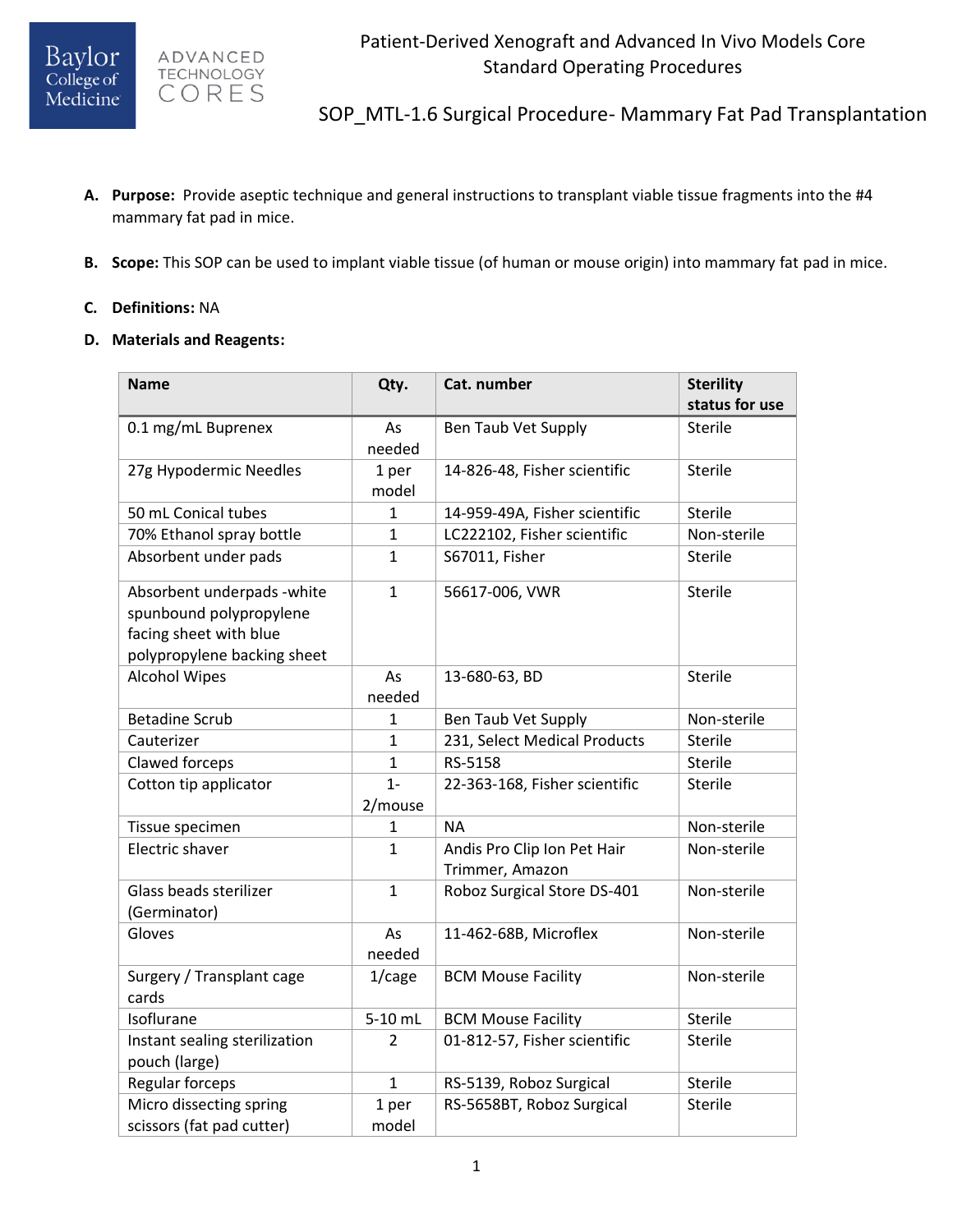Patient-Derived Xenograft and Advanced In Vivo Models Core
Standard Operating Procedures

# SOP_MTL-1.6 Surgical Procedure- Mammary Fat Pad Transplantation

A. **Purpose:** Provide aseptic technique and general instructions to transplant viable tissue fragments into the #4 mammary fat pad in mice.

B. **Scope:** This SOP can be used to implant viable tissue (of human or mouse origin) into mammary fat pad in mice.

C. **Definitions:** NA

D. **Materials and Reagents:**

| Name | Qty. | Cat. number | Sterility status for use |
|---|---|---|---|
| 0.1 mg/mL Buprenex | As needed | Ben Taub Vet Supply | Sterile |
| 27g Hypodermic Needles | 1 per model | 14-826-48, Fisher scientific | Sterile |
| 50 mL Conical tubes | 1 | 14-959-49A, Fisher scientific | Sterile |
| 70% Ethanol spray bottle | 1 | LC222102, Fisher scientific | Non-sterile |
| Absorbent under pads | 1 | S67011, Fisher | Sterile |
| Absorbent underpads -white spunbound polypropylene facing sheet with blue polypropylene backing sheet | 1 | 56617-006, VWR | Sterile |
| Alcohol Wipes | As needed | 13-680-63, BD | Sterile |
| Betadine Scrub | 1 | Ben Taub Vet Supply | Non-sterile |
| Cauterizer | 1 | 231, Select Medical Products | Sterile |
| Clawed forceps | 1 | RS-5158 | Sterile |
| Cotton tip applicator | 1-2/mouse | 22-363-168, Fisher scientific | Sterile |
| Tissue specimen | 1 | NA | Non-sterile |
| Electric shaver | 1 | Andis Pro Clip Ion Pet Hair Trimmer, Amazon | Non-sterile |
| Glass beads sterilizer (Germinator) | 1 | Roboz Surgical Store DS-401 | Non-sterile |
| Gloves | As needed | 11-462-68B, Microflex | Non-sterile |
| Surgery / Transplant cage cards | 1/cage | BCM Mouse Facility | Non-sterile |
| Isoflurane | 5-10 mL | BCM Mouse Facility | Sterile |
| Instant sealing sterilization pouch (large) | 2 | 01-812-57, Fisher scientific | Sterile |
| Regular forceps | 1 | RS-5139, Roboz Surgical | Sterile |
| Micro dissecting spring scissors (fat pad cutter) | 1 per model | RS-5658BT, Roboz Surgical | Sterile |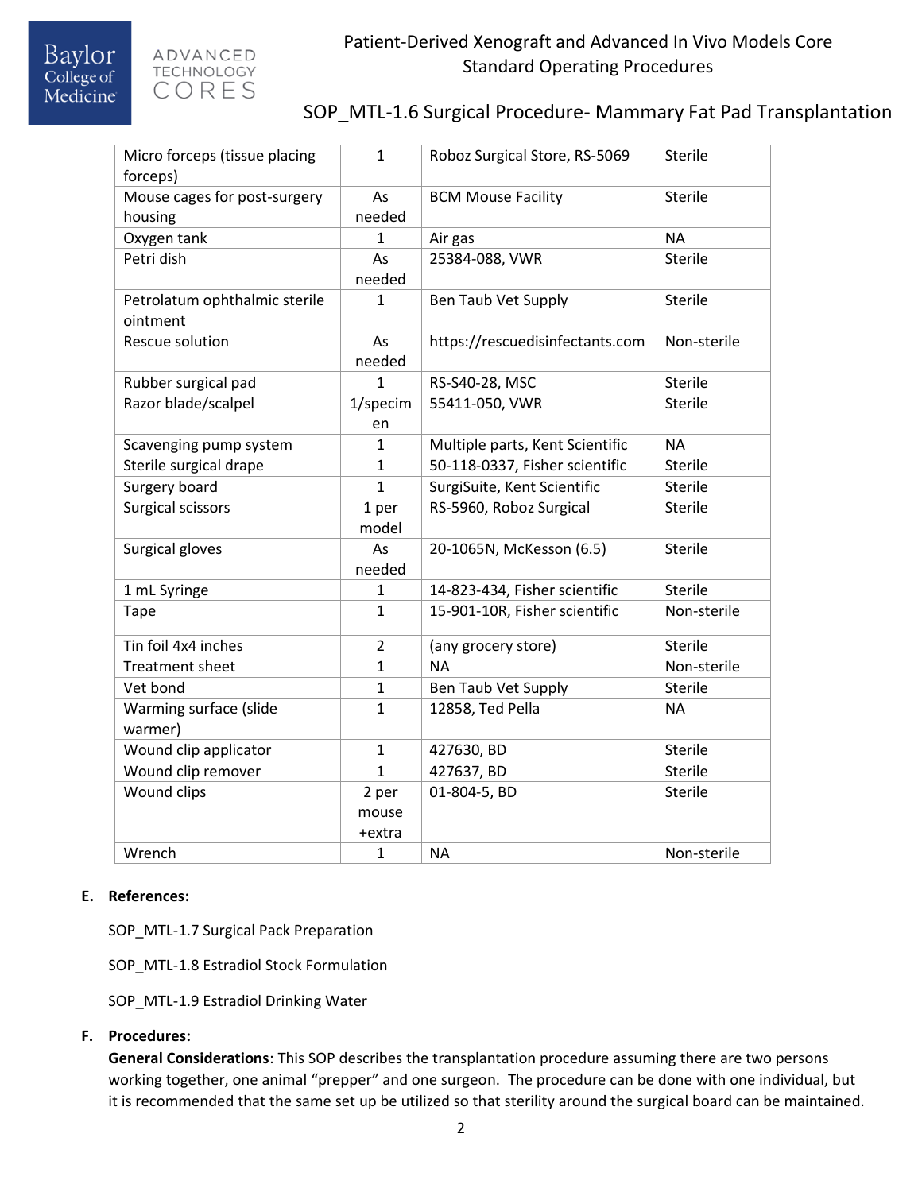| Micro forceps (tissue placing forceps) | 1 | Roboz Surgical Store, RS-5069 | Sterile |
|---|---|---|---|
| Mouse cages for post-surgery housing | As needed | BCM Mouse Facility | Sterile |
| Oxygen tank | 1 | Air gas | NA |
| Petri dish | As needed | 25384-088, VWR | Sterile |
| Petrolatum ophthalmic sterile ointment | 1 | Ben Taub Vet Supply | Sterile |
| Rescue solution | As needed | https://rescuedisinfectants.com | Non-sterile |
| Rubber surgical pad | 1 | RS-S40-28, MSC | Sterile |
| Razor blade/scalpel | 1/specimen | 55411-050, VWR | Sterile |
| Scavenging pump system | 1 | Multiple parts, Kent Scientific | NA |
| Sterile surgical drape | 1 | 50-118-0337, Fisher scientific | Sterile |
| Surgery board | 1 | SurgiSuite, Kent Scientific | Sterile |
| Surgical scissors | 1 per model | RS-5960, Roboz Surgical | Sterile |
| Surgical gloves | As needed | 20-1065N, McKesson (6.5) | Sterile |
| 1 mL Syringe | 1 | 14-823-434, Fisher scientific | Sterile |
| Tape | 1 | 15-901-10R, Fisher scientific | Non-sterile |
| Tin foil 4x4 inches | 2 | (any grocery store) | Sterile |
| Treatment sheet | 1 | NA | Non-sterile |
| Vet bond | 1 | Ben Taub Vet Supply | Sterile |
| Warming surface (slide warmer) | 1 | 12858, Ted Pella | NA |
| Wound clip applicator | 1 | 427630, BD | Sterile |
| Wound clip remover | 1 | 427637, BD | Sterile |
| Wound clips | 2 per mouse +extra | 01-804-5, BD | Sterile |
| Wrench | 1 | NA | Non-sterile |

**E. References:**

SOP_MTL-1.7 Surgical Pack Preparation

SOP_MTL-1.8 Estradiol Stock Formulation

SOP_MTL-1.9 Estradiol Drinking Water

**F. Procedures:**

**General Considerations**: This SOP describes the transplantation procedure assuming there are two persons working together, one animal "prepper" and one surgeon. The procedure can be done with one individual, but it is recommended that the same set up be utilized so that sterility around the surgical board can be maintained.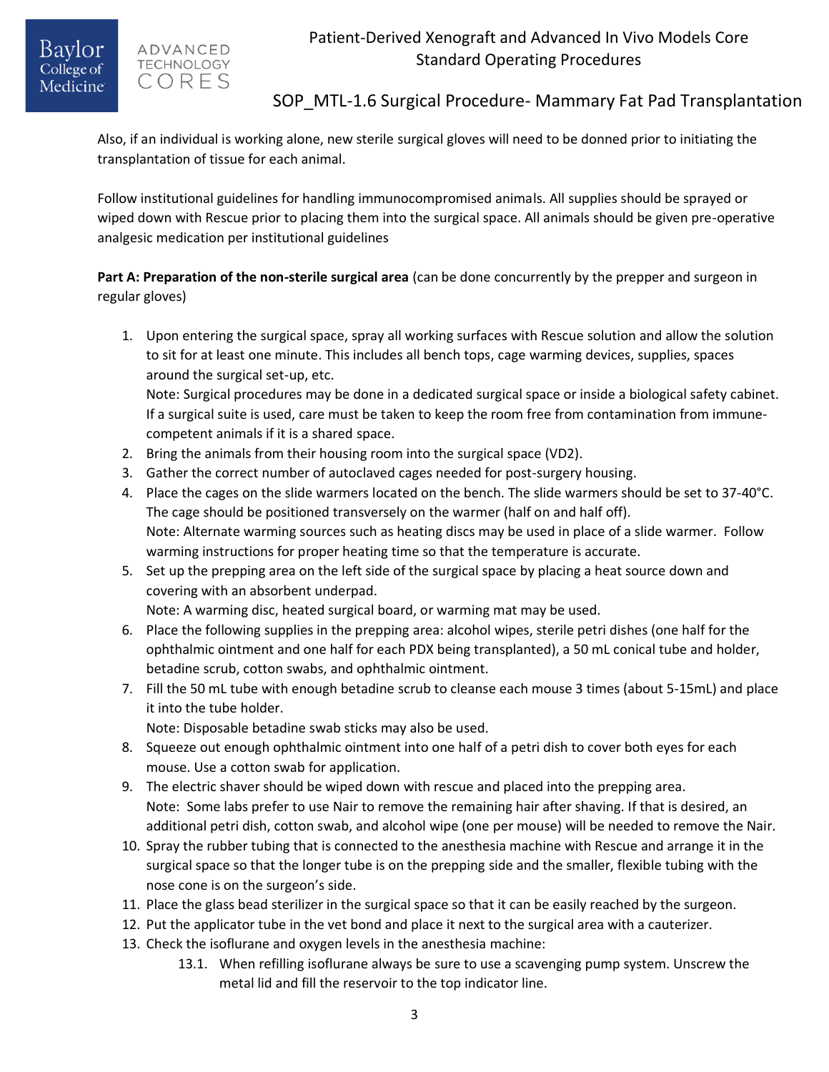Also, if an individual is working alone, new sterile surgical gloves will need to be donned prior to initiating the transplantation of tissue for each animal.

Follow institutional guidelines for handling immunocompromised animals. All supplies should be sprayed or wiped down with Rescue prior to placing them into the surgical space. All animals should be given pre-operative analgesic medication per institutional guidelines

**Part A: Preparation of the non-sterile surgical area** (can be done concurrently by the prepper and surgeon in regular gloves)

1. Upon entering the surgical space, spray all working surfaces with Rescue solution and allow the solution to sit for at least one minute. This includes all bench tops, cage warming devices, supplies, spaces around the surgical set-up, etc.
   Note: Surgical procedures may be done in a dedicated surgical space or inside a biological safety cabinet. If a surgical suite is used, care must be taken to keep the room free from contamination from immune-competent animals if it is a shared space.
2. Bring the animals from their housing room into the surgical space (VD2).
3. Gather the correct number of autoclaved cages needed for post-surgery housing.
4. Place the cages on the slide warmers located on the bench. The slide warmers should be set to 37-40°C. The cage should be positioned transversely on the warmer (half on and half off).
   Note: Alternate warming sources such as heating discs may be used in place of a slide warmer. Follow warming instructions for proper heating time so that the temperature is accurate.
5. Set up the prepping area on the left side of the surgical space by placing a heat source down and covering with an absorbent underpad.
   Note: A warming disc, heated surgical board, or warming mat may be used.
6. Place the following supplies in the prepping area: alcohol wipes, sterile petri dishes (one half for the ophthalmic ointment and one half for each PDX being transplanted), a 50 mL conical tube and holder, betadine scrub, cotton swabs, and ophthalmic ointment.
7. Fill the 50 mL tube with enough betadine scrub to cleanse each mouse 3 times (about 5-15mL) and place it into the tube holder.
   Note: Disposable betadine swab sticks may also be used.
8. Squeeze out enough ophthalmic ointment into one half of a petri dish to cover both eyes for each mouse. Use a cotton swab for application.
9. The electric shaver should be wiped down with rescue and placed into the prepping area.
   Note: Some labs prefer to use Nair to remove the remaining hair after shaving. If that is desired, an additional petri dish, cotton swab, and alcohol wipe (one per mouse) will be needed to remove the Nair.
10. Spray the rubber tubing that is connected to the anesthesia machine with Rescue and arrange it in the surgical space so that the longer tube is on the prepping side and the smaller, flexible tubing with the nose cone is on the surgeon's side.
11. Place the glass bead sterilizer in the surgical space so that it can be easily reached by the surgeon.
12. Put the applicator tube in the vet bond and place it next to the surgical area with a cauterizer.
13. Check the isoflurane and oxygen levels in the anesthesia machine:
    13.1. When refilling isoflurane always be sure to use a scavenging pump system. Unscrew the metal lid and fill the reservoir to the top indicator line.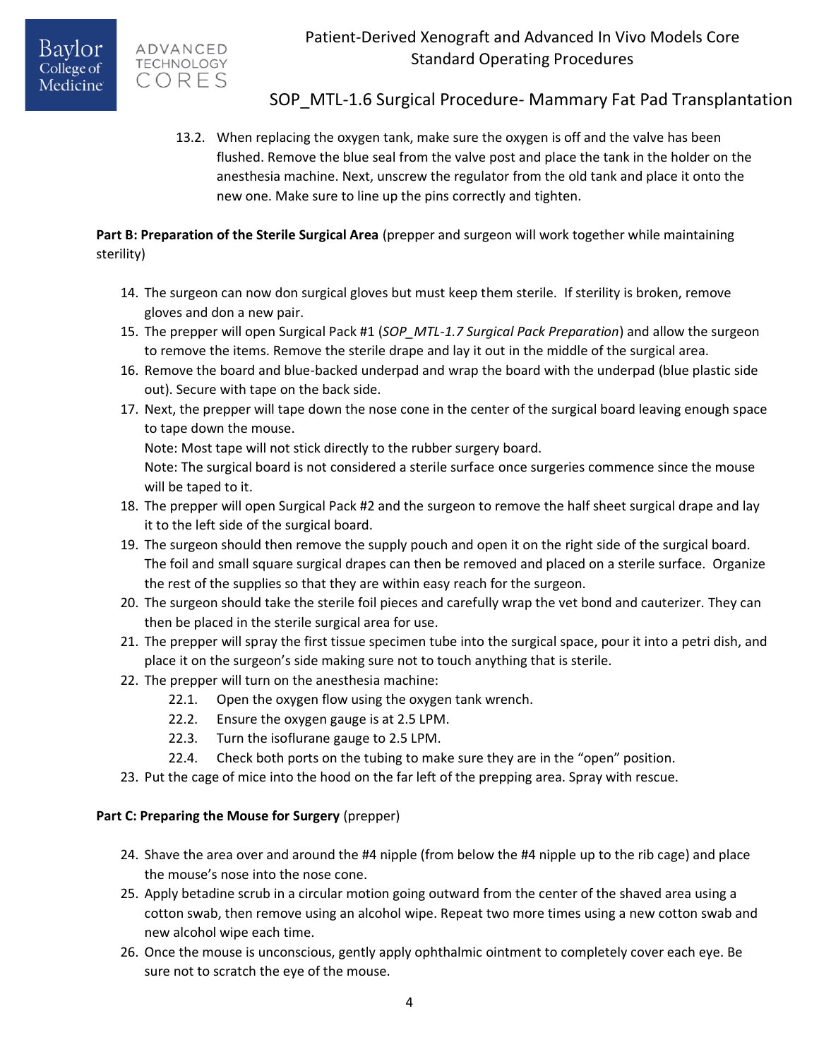13.2. When replacing the oxygen tank, make sure the oxygen is off and the valve has been flushed. Remove the blue seal from the valve post and place the tank in the holder on the anesthesia machine. Next, unscrew the regulator from the old tank and place it onto the new one. Make sure to line up the pins correctly and tighten.

**Part B: Preparation of the Sterile Surgical Area** (prepper and surgeon will work together while maintaining sterility)

14. The surgeon can now don surgical gloves but must keep them sterile. If sterility is broken, remove gloves and don a new pair.
15. The prepper will open Surgical Pack #1 (*SOP_MTL-1.7 Surgical Pack Preparation*) and allow the surgeon to remove the items. Remove the sterile drape and lay it out in the middle of the surgical area.
16. Remove the board and blue-backed underpad and wrap the board with the underpad (blue plastic side out). Secure with tape on the back side.
17. Next, the prepper will tape down the nose cone in the center of the surgical board leaving enough space to tape down the mouse.
    Note: Most tape will not stick directly to the rubber surgery board.
    Note: The surgical board is not considered a sterile surface once surgeries commence since the mouse will be taped to it.
18. The prepper will open Surgical Pack #2 and the surgeon to remove the half sheet surgical drape and lay it to the left side of the surgical board.
19. The surgeon should then remove the supply pouch and open it on the right side of the surgical board. The foil and small square surgical drapes can then be removed and placed on a sterile surface. Organize the rest of the supplies so that they are within easy reach for the surgeon.
20. The surgeon should take the sterile foil pieces and carefully wrap the vet bond and cauterizer. They can then be placed in the sterile surgical area for use.
21. The prepper will spray the first tissue specimen tube into the surgical space, pour it into a petri dish, and place it on the surgeon's side making sure not to touch anything that is sterile.
22. The prepper will turn on the anesthesia machine:
    22.1. Open the oxygen flow using the oxygen tank wrench.
    22.2. Ensure the oxygen gauge is at 2.5 LPM.
    22.3. Turn the isoflurane gauge to 2.5 LPM.
    22.4. Check both ports on the tubing to make sure they are in the "open" position.
23. Put the cage of mice into the hood on the far left of the prepping area. Spray with rescue.

**Part C: Preparing the Mouse for Surgery** (prepper)

24. Shave the area over and around the #4 nipple (from below the #4 nipple up to the rib cage) and place the mouse's nose into the nose cone.
25. Apply betadine scrub in a circular motion going outward from the center of the shaved area using a cotton swab, then remove using an alcohol wipe. Repeat two more times using a new cotton swab and new alcohol wipe each time.
26. Once the mouse is unconscious, gently apply ophthalmic ointment to completely cover each eye. Be sure not to scratch the eye of the mouse.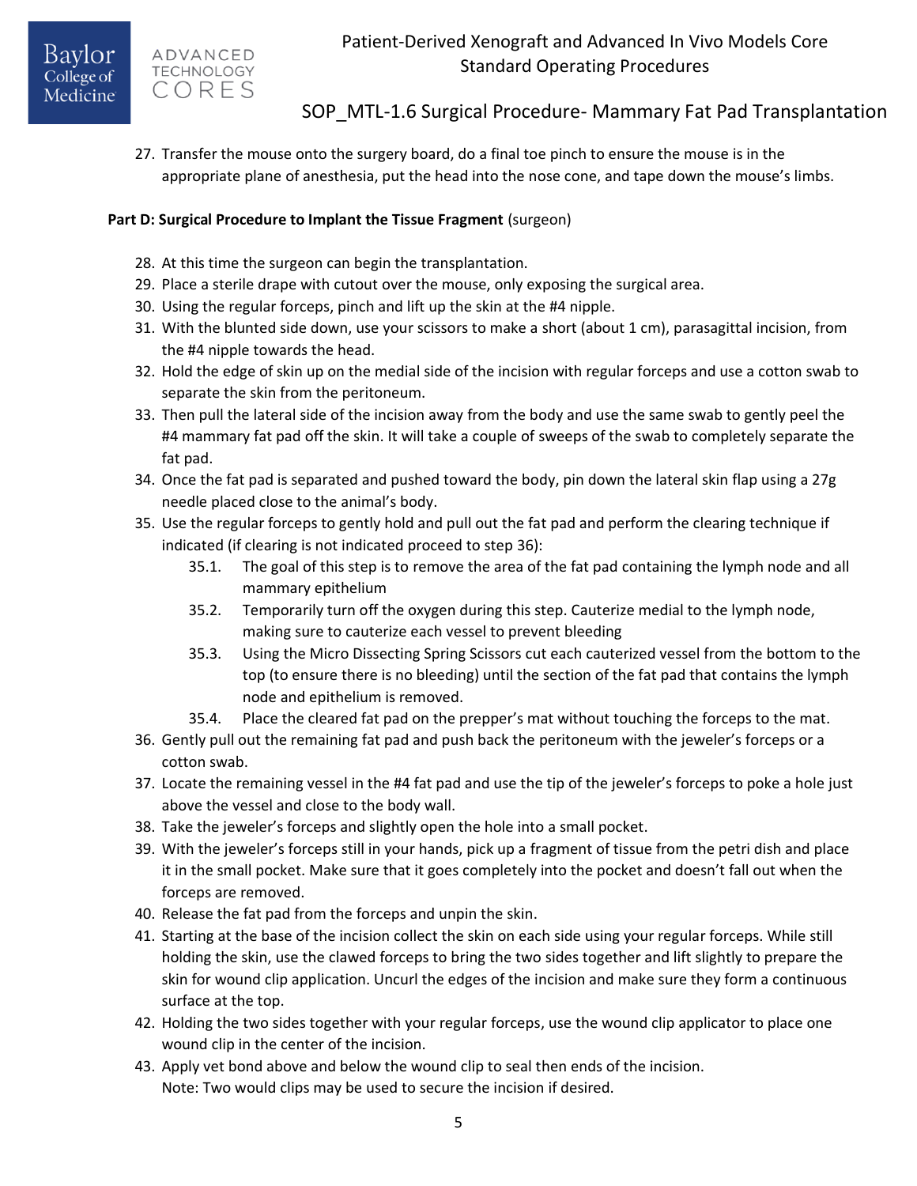27. Transfer the mouse onto the surgery board, do a final toe pinch to ensure the mouse is in the appropriate plane of anesthesia, put the head into the nose cone, and tape down the mouse's limbs.

**Part D: Surgical Procedure to Implant the Tissue Fragment** (surgeon)

28. At this time the surgeon can begin the transplantation.
29. Place a sterile drape with cutout over the mouse, only exposing the surgical area.
30. Using the regular forceps, pinch and lift up the skin at the #4 nipple.
31. With the blunted side down, use your scissors to make a short (about 1 cm), parasagittal incision, from the #4 nipple towards the head.
32. Hold the edge of skin up on the medial side of the incision with regular forceps and use a cotton swab to separate the skin from the peritoneum.
33. Then pull the lateral side of the incision away from the body and use the same swab to gently peel the #4 mammary fat pad off the skin. It will take a couple of sweeps of the swab to completely separate the fat pad.
34. Once the fat pad is separated and pushed toward the body, pin down the lateral skin flap using a 27g needle placed close to the animal's body.
35. Use the regular forceps to gently hold and pull out the fat pad and perform the clearing technique if indicated (if clearing is not indicated proceed to step 36):
    - 35.1. The goal of this step is to remove the area of the fat pad containing the lymph node and all mammary epithelium
    - 35.2. Temporarily turn off the oxygen during this step. Cauterize medial to the lymph node, making sure to cauterize each vessel to prevent bleeding
    - 35.3. Using the Micro Dissecting Spring Scissors cut each cauterized vessel from the bottom to the top (to ensure there is no bleeding) until the section of the fat pad that contains the lymph node and epithelium is removed.
    - 35.4. Place the cleared fat pad on the prepper's mat without touching the forceps to the mat.
36. Gently pull out the remaining fat pad and push back the peritoneum with the jeweler's forceps or a cotton swab.
37. Locate the remaining vessel in the #4 fat pad and use the tip of the jeweler's forceps to poke a hole just above the vessel and close to the body wall.
38. Take the jeweler's forceps and slightly open the hole into a small pocket.
39. With the jeweler's forceps still in your hands, pick up a fragment of tissue from the petri dish and place it in the small pocket. Make sure that it goes completely into the pocket and doesn't fall out when the forceps are removed.
40. Release the fat pad from the forceps and unpin the skin.
41. Starting at the base of the incision collect the skin on each side using your regular forceps. While still holding the skin, use the clawed forceps to bring the two sides together and lift slightly to prepare the skin for wound clip application. Uncurl the edges of the incision and make sure they form a continuous surface at the top.
42. Holding the two sides together with your regular forceps, use the wound clip applicator to place one wound clip in the center of the incision.
43. Apply vet bond above and below the wound clip to seal then ends of the incision.
    Note: Two would clips may be used to secure the incision if desired.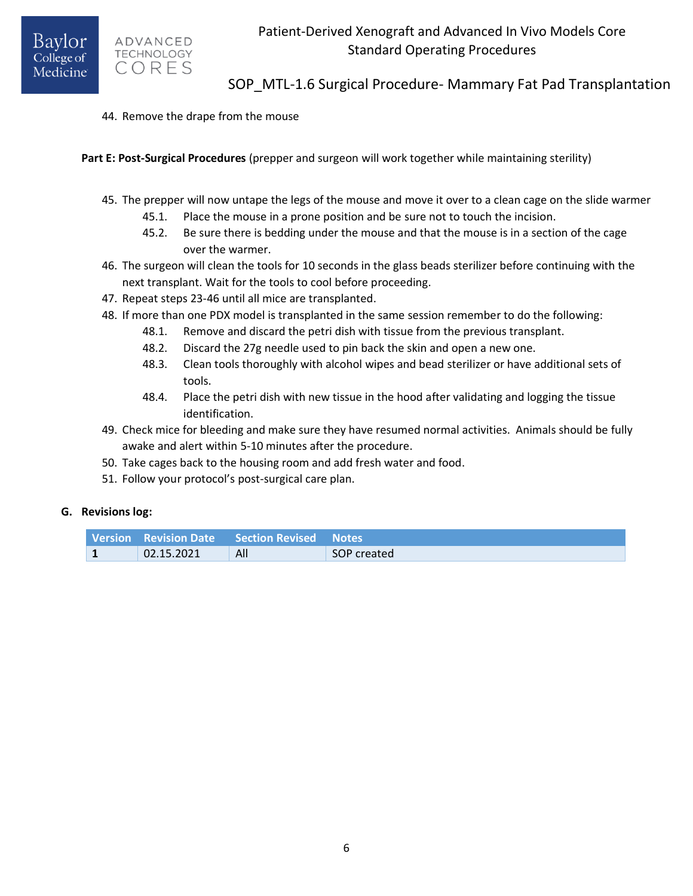44. Remove the drape from the mouse

**Part E: Post-Surgical Procedures** (prepper and surgeon will work together while maintaining sterility)

45. The prepper will now untape the legs of the mouse and move it over to a clean cage on the slide warmer
    - 45.1. Place the mouse in a prone position and be sure not to touch the incision.
    - 45.2. Be sure there is bedding under the mouse and that the mouse is in a section of the cage over the warmer.
46. The surgeon will clean the tools for 10 seconds in the glass beads sterilizer before continuing with the next transplant. Wait for the tools to cool before proceeding.
47. Repeat steps 23-46 until all mice are transplanted.
48. If more than one PDX model is transplanted in the same session remember to do the following:
    - 48.1. Remove and discard the petri dish with tissue from the previous transplant.
    - 48.2. Discard the 27g needle used to pin back the skin and open a new one.
    - 48.3. Clean tools thoroughly with alcohol wipes and bead sterilizer or have additional sets of tools.
    - 48.4. Place the petri dish with new tissue in the hood after validating and logging the tissue identification.
49. Check mice for bleeding and make sure they have resumed normal activities. Animals should be fully awake and alert within 5-10 minutes after the procedure.
50. Take cages back to the housing room and add fresh water and food.
51. Follow your protocol's post-surgical care plan.

## G. Revisions log:

| Version | Revision Date | Section Revised | Notes |
|---|---|---|---|
| **1** | 02.15.2021 | All | SOP created |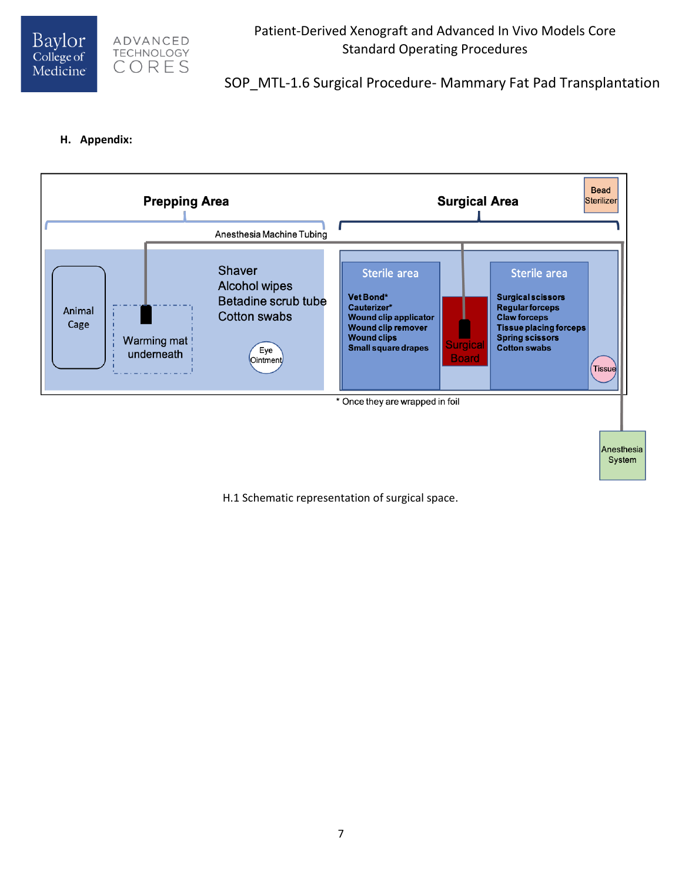**H. Appendix:**

Prepping Area

Surgical Area

Bead Sterilizer

Anesthesia Machine Tubing

Animal Cage

Warming mat underneath

Shaver
Alcohol wipes
Betadine scrub tube
Cotton swabs

Eye Ointment

Sterile area

Vet Bond*
Cauterizer*
Wound clip applicator
Wound clip remover
Wound clips
Small square drapes

Surgical Board

Sterile area

Surgical scissors
Regular forceps
Claw forceps
Tissue placing forceps
Spring scissors
Cotton swabs

Tissue

\* Once they are wrapped in foil

Anesthesia System

H.1 Schematic representation of surgical space.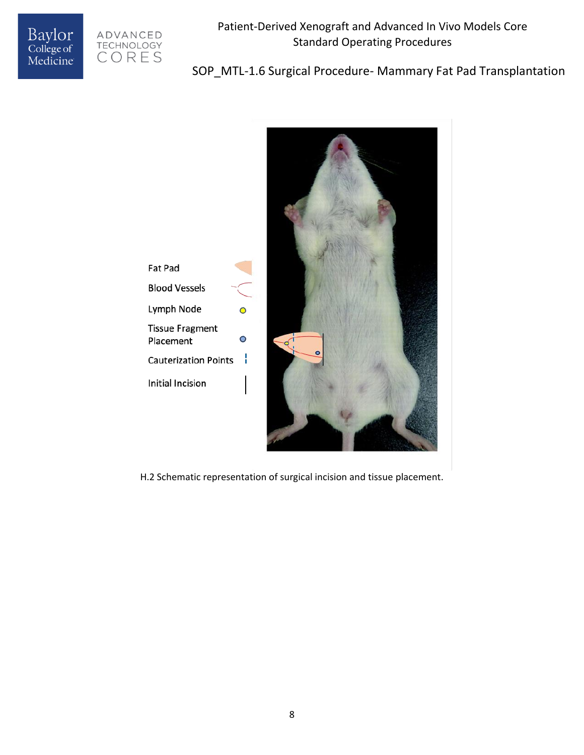Fat Pad

Blood Vessels

Lymph Node

Tissue Fragment Placement

Cauterization Points

Initial Incision

H.2 Schematic representation of surgical incision and tissue placement.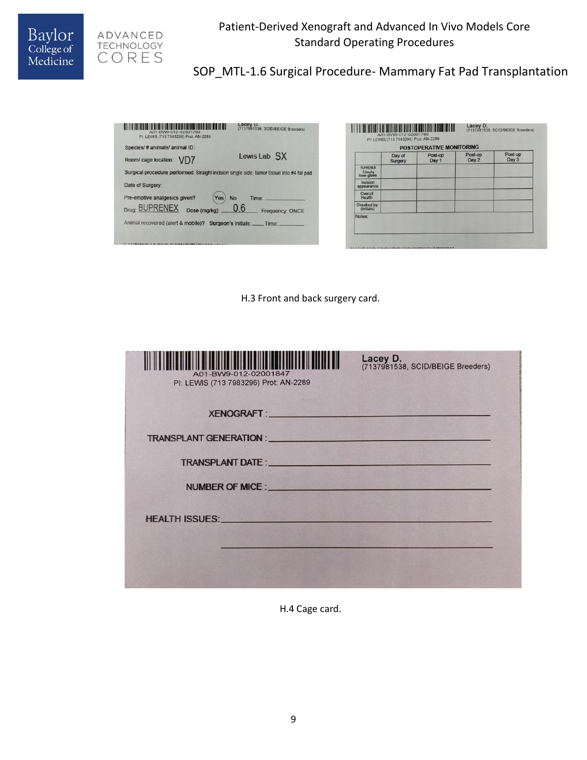A01-BW9-012-02001793
PI: LEWIS (713 7983296) Prot: AN-2289

Lacey D.
(7137981538, SCID/BEIGE Breeders)

Species/ # animals/ animal ID:

Room/ cage location: VD7 Lewis Lab SX

Surgical procedure performed: Straight incision single side; tumor tissue into #4 fat pad

Date of Surgery:

Pre-emptive analgesics given? (Yes) No Time:

Drug: BUPRENEX Dose (mg/kg): 0.6 Frequency: ONCE

Animal recovered (alert & mobile)? Surgeon's Initials: Time:

A01-BW9-012-02001789
PI: LEWIS (713 7983296) Prot: AN-2289

Lacey D.
(7137981538, SCID/BEIGE Breeders)

**POSTOPERATIVE MONITORING**

| | Day of Surgery | Post-op Day 1 | Post-op Day 2 | Post-op Day 3 |
|---|---|---|---|---|
| BUPRENEX 0.5mg/kg time given | | | | |
| Incision appearance | | | | |
| Overall Health | | | | |
| Checked by: (initials) | | | | |

Notes:

H.3 Front and back surgery card.

A01-BW9-012-02001847
PI: LEWIS (713 7983296) Prot: AN-2289

**Lacey D.**
(7137981538, SCID/BEIGE Breeders)

XENOGRAFT : \_\_\_\_\_\_\_\_\_\_\_\_\_\_\_\_

TRANSPLANT GENERATION : \_\_\_\_\_\_\_\_\_\_\_\_\_\_\_\_

TRANSPLANT DATE : \_\_\_\_\_\_\_\_\_\_\_\_\_\_\_\_

NUMBER OF MICE : \_\_\_\_\_\_\_\_\_\_\_\_\_\_\_\_

HEALTH ISSUES: \_\_\_\_\_\_\_\_\_\_\_\_\_\_\_\_

H.4 Cage card.